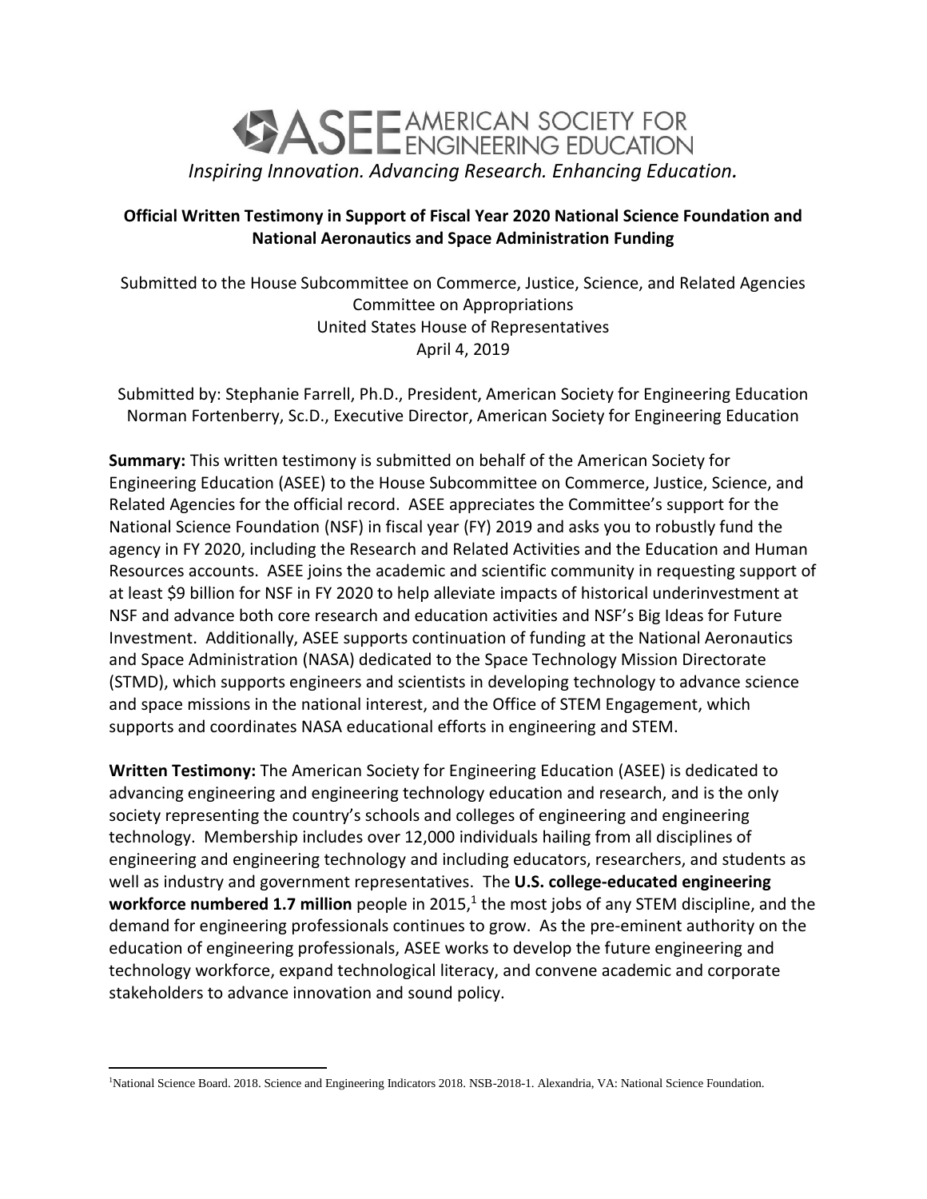# ASEE AMERICAN SOCIETY FOR ENGINEERING EDUCATION

*Inspiring Innovation. Advancing Research. Enhancing Education.*

**Official Written Testimony in Support of Fiscal Year 2020 National Science Foundation and National Aeronautics and Space Administration Funding**

Submitted to the House Subcommittee on Commerce, Justice, Science, and Related Agencies
Committee on Appropriations
United States House of Representatives
April 4, 2019

Submitted by: Stephanie Farrell, Ph.D., President, American Society for Engineering Education
Norman Fortenberry, Sc.D., Executive Director, American Society for Engineering Education

**Summary:** This written testimony is submitted on behalf of the American Society for Engineering Education (ASEE) to the House Subcommittee on Commerce, Justice, Science, and Related Agencies for the official record. ASEE appreciates the Committee's support for the National Science Foundation (NSF) in fiscal year (FY) 2019 and asks you to robustly fund the agency in FY 2020, including the Research and Related Activities and the Education and Human Resources accounts. ASEE joins the academic and scientific community in requesting support of at least $9 billion for NSF in FY 2020 to help alleviate impacts of historical underinvestment at NSF and advance both core research and education activities and NSF's Big Ideas for Future Investment. Additionally, ASEE supports continuation of funding at the National Aeronautics and Space Administration (NASA) dedicated to the Space Technology Mission Directorate (STMD), which supports engineers and scientists in developing technology to advance science and space missions in the national interest, and the Office of STEM Engagement, which supports and coordinates NASA educational efforts in engineering and STEM.

**Written Testimony:** The American Society for Engineering Education (ASEE) is dedicated to advancing engineering and engineering technology education and research, and is the only society representing the country's schools and colleges of engineering and engineering technology. Membership includes over 12,000 individuals hailing from all disciplines of engineering and engineering technology and including educators, researchers, and students as well as industry and government representatives. The **U.S. college-educated engineering workforce numbered 1.7 million** people in 2015,[1] the most jobs of any STEM discipline, and the demand for engineering professionals continues to grow. As the pre-eminent authority on the education of engineering professionals, ASEE works to develop the future engineering and technology workforce, expand technological literacy, and convene academic and corporate stakeholders to advance innovation and sound policy.

---

[1] National Science Board. 2018. Science and Engineering Indicators 2018. NSB-2018-1. Alexandria, VA: National Science Foundation.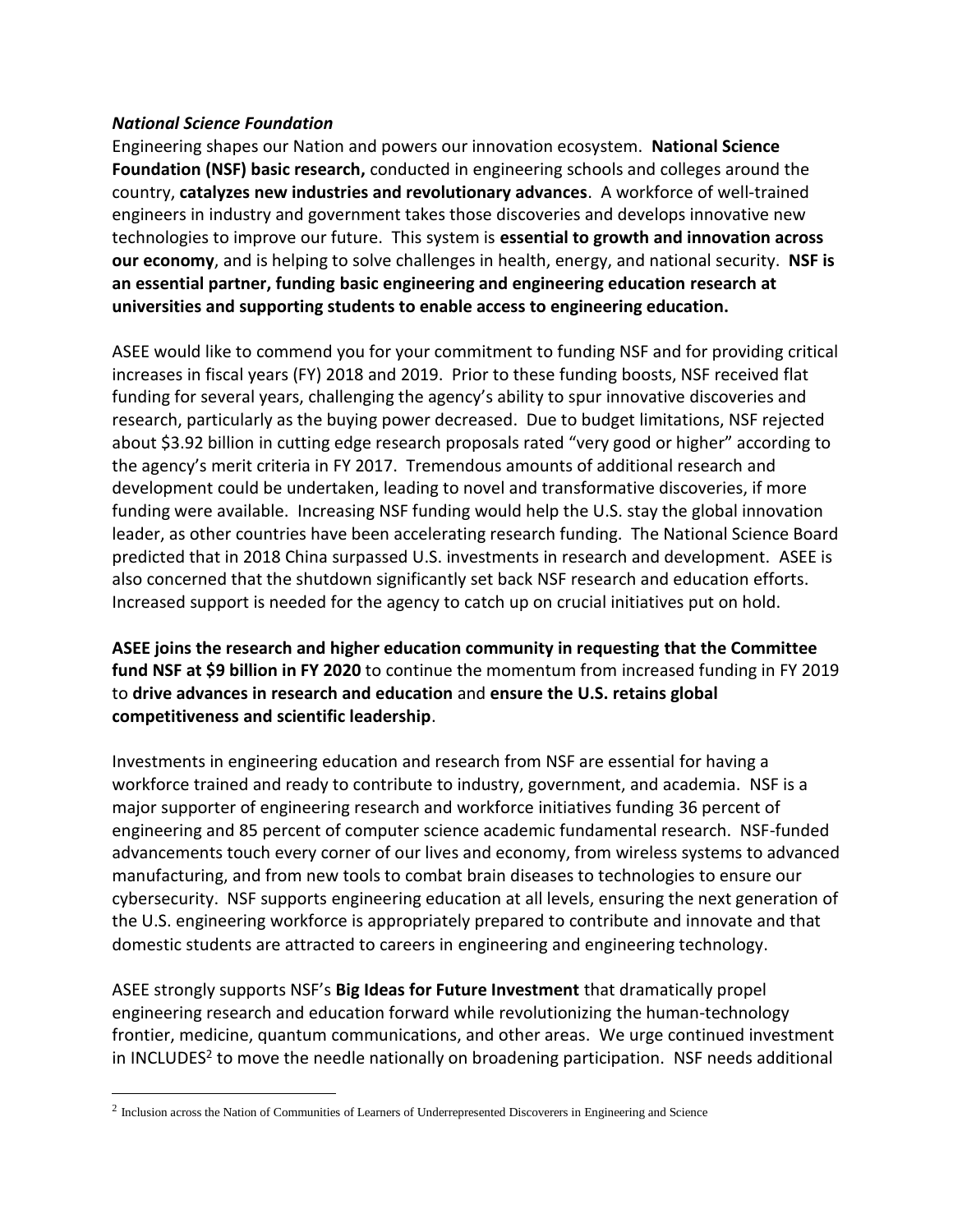***National Science Foundation***

Engineering shapes our Nation and powers our innovation ecosystem. **National Science Foundation (NSF) basic research,** conducted in engineering schools and colleges around the country, **catalyzes new industries and revolutionary advances**. A workforce of well-trained engineers in industry and government takes those discoveries and develops innovative new technologies to improve our future. This system is **essential to growth and innovation across our economy**, and is helping to solve challenges in health, energy, and national security. **NSF is an essential partner, funding basic engineering and engineering education research at universities and supporting students to enable access to engineering education.**

ASEE would like to commend you for your commitment to funding NSF and for providing critical increases in fiscal years (FY) 2018 and 2019. Prior to these funding boosts, NSF received flat funding for several years, challenging the agency's ability to spur innovative discoveries and research, particularly as the buying power decreased. Due to budget limitations, NSF rejected about $3.92 billion in cutting edge research proposals rated "very good or higher" according to the agency's merit criteria in FY 2017. Tremendous amounts of additional research and development could be undertaken, leading to novel and transformative discoveries, if more funding were available. Increasing NSF funding would help the U.S. stay the global innovation leader, as other countries have been accelerating research funding. The National Science Board predicted that in 2018 China surpassed U.S. investments in research and development. ASEE is also concerned that the shutdown significantly set back NSF research and education efforts. Increased support is needed for the agency to catch up on crucial initiatives put on hold.

**ASEE joins the research and higher education community in requesting that the Committee fund NSF at $9 billion in FY 2020** to continue the momentum from increased funding in FY 2019 to **drive advances in research and education** and **ensure the U.S. retains global competitiveness and scientific leadership**.

Investments in engineering education and research from NSF are essential for having a workforce trained and ready to contribute to industry, government, and academia. NSF is a major supporter of engineering research and workforce initiatives funding 36 percent of engineering and 85 percent of computer science academic fundamental research. NSF-funded advancements touch every corner of our lives and economy, from wireless systems to advanced manufacturing, and from new tools to combat brain diseases to technologies to ensure our cybersecurity. NSF supports engineering education at all levels, ensuring the next generation of the U.S. engineering workforce is appropriately prepared to contribute and innovate and that domestic students are attracted to careers in engineering and engineering technology.

ASEE strongly supports NSF's **Big Ideas for Future Investment** that dramatically propel engineering research and education forward while revolutionizing the human-technology frontier, medicine, quantum communications, and other areas. We urge continued investment in INCLUDES[2] to move the needle nationally on broadening participation. NSF needs additional

[2] Inclusion across the Nation of Communities of Learners of Underrepresented Discoverers in Engineering and Science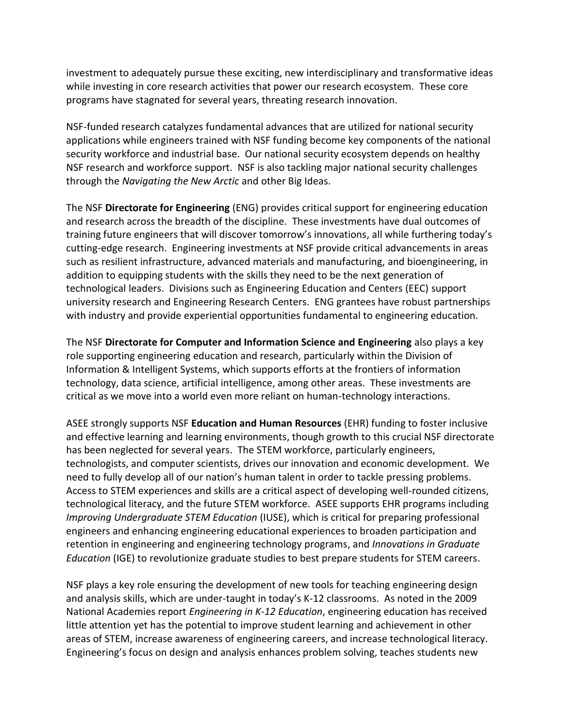investment to adequately pursue these exciting, new interdisciplinary and transformative ideas while investing in core research activities that power our research ecosystem. These core programs have stagnated for several years, threating research innovation.

NSF-funded research catalyzes fundamental advances that are utilized for national security applications while engineers trained with NSF funding become key components of the national security workforce and industrial base. Our national security ecosystem depends on healthy NSF research and workforce support. NSF is also tackling major national security challenges through the *Navigating the New Arctic* and other Big Ideas.

The NSF **Directorate for Engineering** (ENG) provides critical support for engineering education and research across the breadth of the discipline. These investments have dual outcomes of training future engineers that will discover tomorrow's innovations, all while furthering today's cutting-edge research. Engineering investments at NSF provide critical advancements in areas such as resilient infrastructure, advanced materials and manufacturing, and bioengineering, in addition to equipping students with the skills they need to be the next generation of technological leaders. Divisions such as Engineering Education and Centers (EEC) support university research and Engineering Research Centers. ENG grantees have robust partnerships with industry and provide experiential opportunities fundamental to engineering education.

The NSF **Directorate for Computer and Information Science and Engineering** also plays a key role supporting engineering education and research, particularly within the Division of Information & Intelligent Systems, which supports efforts at the frontiers of information technology, data science, artificial intelligence, among other areas. These investments are critical as we move into a world even more reliant on human-technology interactions.

ASEE strongly supports NSF **Education and Human Resources** (EHR) funding to foster inclusive and effective learning and learning environments, though growth to this crucial NSF directorate has been neglected for several years. The STEM workforce, particularly engineers, technologists, and computer scientists, drives our innovation and economic development. We need to fully develop all of our nation's human talent in order to tackle pressing problems. Access to STEM experiences and skills are a critical aspect of developing well-rounded citizens, technological literacy, and the future STEM workforce. ASEE supports EHR programs including *Improving Undergraduate STEM Education* (IUSE), which is critical for preparing professional engineers and enhancing engineering educational experiences to broaden participation and retention in engineering and engineering technology programs, and *Innovations in Graduate Education* (IGE) to revolutionize graduate studies to best prepare students for STEM careers.

NSF plays a key role ensuring the development of new tools for teaching engineering design and analysis skills, which are under-taught in today's K-12 classrooms. As noted in the 2009 National Academies report *Engineering in K-12 Education*, engineering education has received little attention yet has the potential to improve student learning and achievement in other areas of STEM, increase awareness of engineering careers, and increase technological literacy. Engineering's focus on design and analysis enhances problem solving, teaches students new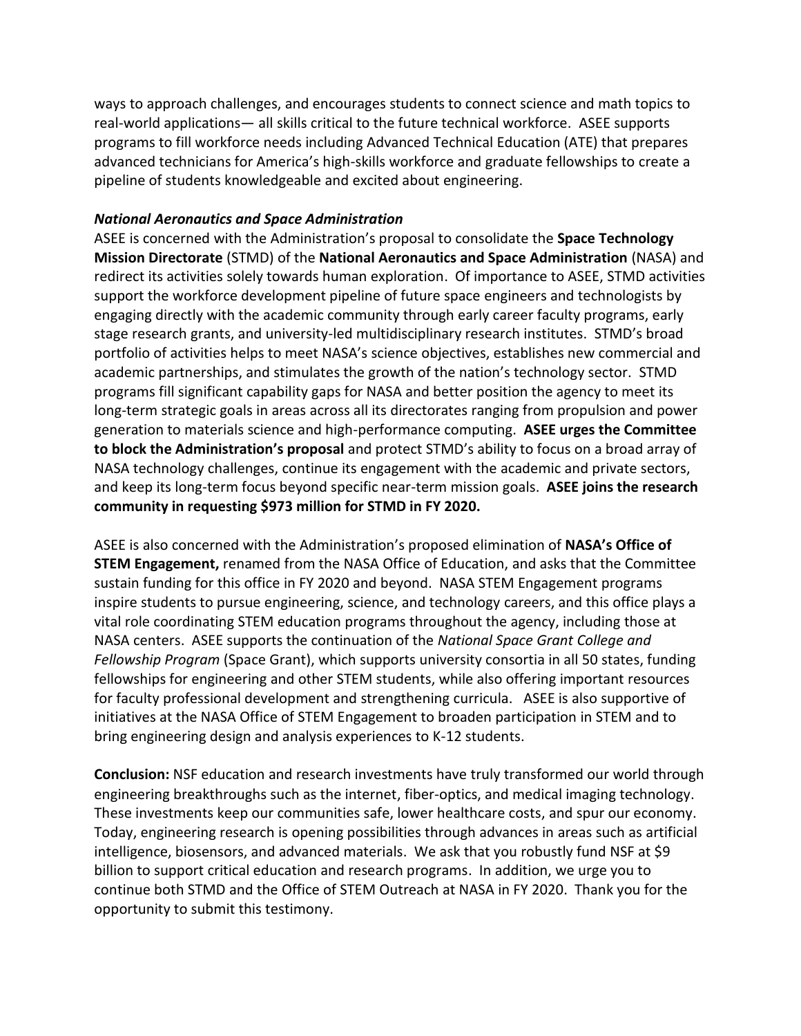ways to approach challenges, and encourages students to connect science and math topics to real-world applications— all skills critical to the future technical workforce. ASEE supports programs to fill workforce needs including Advanced Technical Education (ATE) that prepares advanced technicians for America's high-skills workforce and graduate fellowships to create a pipeline of students knowledgeable and excited about engineering.

***National Aeronautics and Space Administration***

ASEE is concerned with the Administration's proposal to consolidate the **Space Technology Mission Directorate** (STMD) of the **National Aeronautics and Space Administration** (NASA) and redirect its activities solely towards human exploration. Of importance to ASEE, STMD activities support the workforce development pipeline of future space engineers and technologists by engaging directly with the academic community through early career faculty programs, early stage research grants, and university-led multidisciplinary research institutes. STMD's broad portfolio of activities helps to meet NASA's science objectives, establishes new commercial and academic partnerships, and stimulates the growth of the nation's technology sector. STMD programs fill significant capability gaps for NASA and better position the agency to meet its long-term strategic goals in areas across all its directorates ranging from propulsion and power generation to materials science and high-performance computing. **ASEE urges the Committee to block the Administration's proposal** and protect STMD's ability to focus on a broad array of NASA technology challenges, continue its engagement with the academic and private sectors, and keep its long-term focus beyond specific near-term mission goals. **ASEE joins the research community in requesting $973 million for STMD in FY 2020.**

ASEE is also concerned with the Administration's proposed elimination of **NASA's Office of STEM Engagement,** renamed from the NASA Office of Education, and asks that the Committee sustain funding for this office in FY 2020 and beyond. NASA STEM Engagement programs inspire students to pursue engineering, science, and technology careers, and this office plays a vital role coordinating STEM education programs throughout the agency, including those at NASA centers. ASEE supports the continuation of the *National Space Grant College and Fellowship Program* (Space Grant), which supports university consortia in all 50 states, funding fellowships for engineering and other STEM students, while also offering important resources for faculty professional development and strengthening curricula. ASEE is also supportive of initiatives at the NASA Office of STEM Engagement to broaden participation in STEM and to bring engineering design and analysis experiences to K-12 students.

**Conclusion:** NSF education and research investments have truly transformed our world through engineering breakthroughs such as the internet, fiber-optics, and medical imaging technology. These investments keep our communities safe, lower healthcare costs, and spur our economy. Today, engineering research is opening possibilities through advances in areas such as artificial intelligence, biosensors, and advanced materials. We ask that you robustly fund NSF at $9 billion to support critical education and research programs. In addition, we urge you to continue both STMD and the Office of STEM Outreach at NASA in FY 2020. Thank you for the opportunity to submit this testimony.